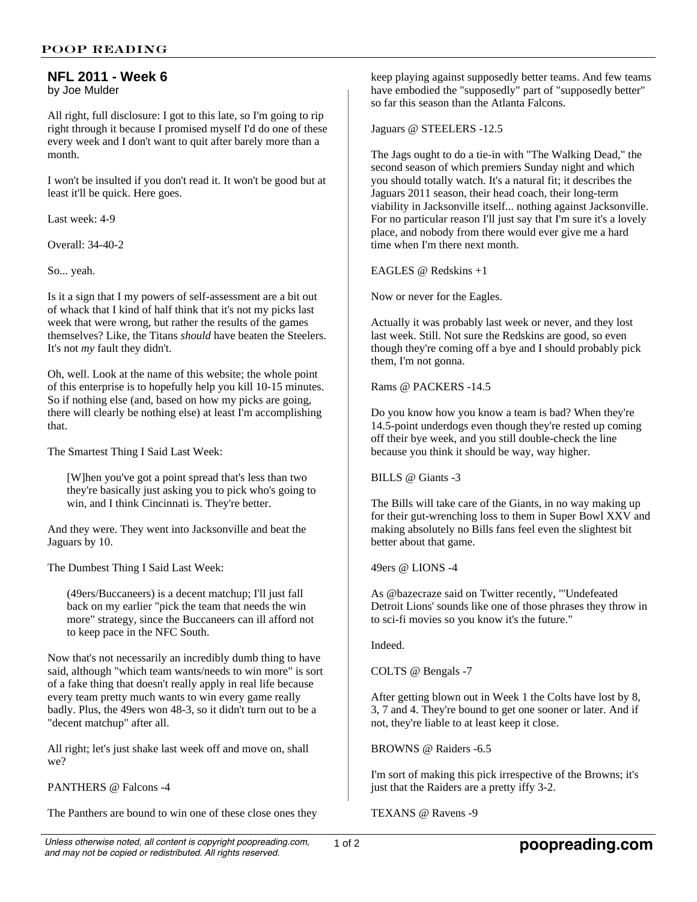# NFL 2011 - Week 6

by Joe Mulder

All right, full disclosure: I got to this late, so I'm going to rip right through it because I promised myself I'd do one of these every week and I don't want to quit after barely more than a month.

I won't be insulted if you don't read it. It won't be good but at least it'll be quick. Here goes.

Last week: 4-9

Overall: 34-40-2

So... yeah.

Is it a sign that I my powers of self-assessment are a bit out of whack that I kind of half think that it's not my picks last week that were wrong, but rather the results of the games themselves? Like, the Titans *should* have beaten the Steelers. It's not *my* fault they didn't.

Oh, well. Look at the name of this website; the whole point of this enterprise is to hopefully help you kill 10-15 minutes. So if nothing else (and, based on how my picks are going, there will clearly be nothing else) at least I'm accomplishing that.

The Smartest Thing I Said Last Week:

> [W]hen you've got a point spread that's less than two they're basically just asking you to pick who's going to win, and I think Cincinnati is. They're better.

And they were. They went into Jacksonville and beat the Jaguars by 10.

The Dumbest Thing I Said Last Week:

> (49ers/Buccaneers) is a decent matchup; I'll just fall back on my earlier "pick the team that needs the win more" strategy, since the Buccaneers can ill afford not to keep pace in the NFC South.

Now that's not necessarily an incredibly dumb thing to have said, although "which team wants/needs to win more" is sort of a fake thing that doesn't really apply in real life because every team pretty much wants to win every game really badly. Plus, the 49ers won 48-3, so it didn't turn out to be a "decent matchup" after all.

All right; let's just shake last week off and move on, shall we?

PANTHERS @ Falcons -4

The Panthers are bound to win one of these close ones they keep playing against supposedly better teams. And few teams have embodied the "supposedly" part of "supposedly better" so far this season than the Atlanta Falcons.

Jaguars @ STEELERS -12.5

The Jags ought to do a tie-in with "The Walking Dead," the second season of which premiers Sunday night and which you should totally watch. It's a natural fit; it describes the Jaguars 2011 season, their head coach, their long-term viability in Jacksonville itself... nothing against Jacksonville. For no particular reason I'll just say that I'm sure it's a lovely place, and nobody from there would ever give me a hard time when I'm there next month.

EAGLES @ Redskins +1

Now or never for the Eagles.

Actually it was probably last week or never, and they lost last week. Still. Not sure the Redskins are good, so even though they're coming off a bye and I should probably pick them, I'm not gonna.

Rams @ PACKERS -14.5

Do you know how you know a team is bad? When they're 14.5-point underdogs even though they're rested up coming off their bye week, and you still double-check the line because you think it should be way, way higher.

BILLS @ Giants -3

The Bills will take care of the Giants, in no way making up for their gut-wrenching loss to them in Super Bowl XXV and making absolutely no Bills fans feel even the slightest bit better about that game.

49ers @ LIONS -4

As @bazecraze said on Twitter recently, "'Undefeated Detroit Lions' sounds like one of those phrases they throw in to sci-fi movies so you know it's the future."

Indeed.

COLTS @ Bengals -7

After getting blown out in Week 1 the Colts have lost by 8, 3, 7 and 4. They're bound to get one sooner or later. And if not, they're liable to at least keep it close.

BROWNS @ Raiders -6.5

I'm sort of making this pick irrespective of the Browns; it's just that the Raiders are a pretty iffy 3-2.

TEXANS @ Ravens -9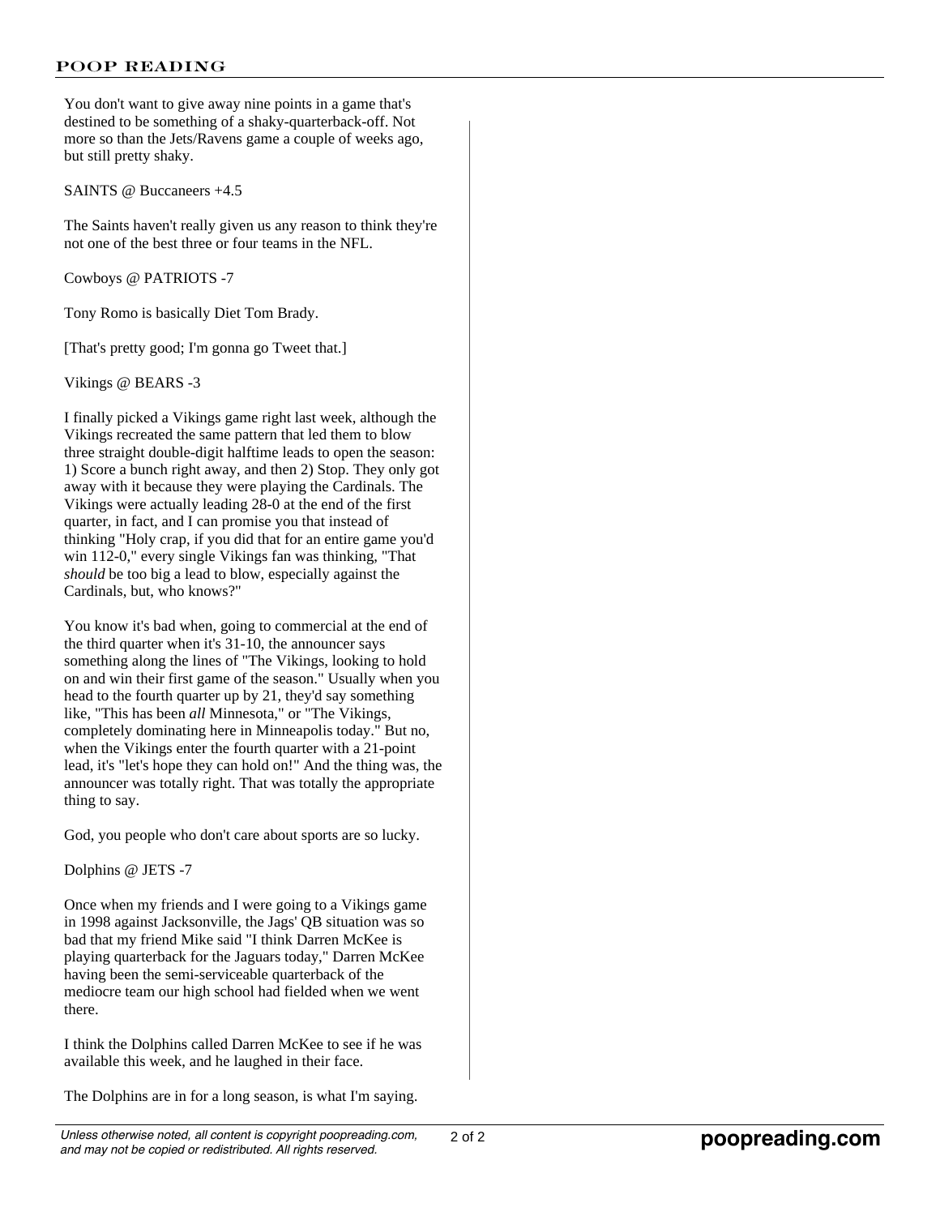You don't want to give away nine points in a game that's destined to be something of a shaky-quarterback-off. Not more so than the Jets/Ravens game a couple of weeks ago, but still pretty shaky.

SAINTS @ Buccaneers +4.5

The Saints haven't really given us any reason to think they're not one of the best three or four teams in the NFL.

Cowboys @ PATRIOTS -7

Tony Romo is basically Diet Tom Brady.

[That's pretty good; I'm gonna go Tweet that.]

Vikings @ BEARS -3

I finally picked a Vikings game right last week, although the Vikings recreated the same pattern that led them to blow three straight double-digit halftime leads to open the season: 1) Score a bunch right away, and then 2) Stop. They only got away with it because they were playing the Cardinals. The Vikings were actually leading 28-0 at the end of the first quarter, in fact, and I can promise you that instead of thinking "Holy crap, if you did that for an entire game you'd win 112-0," every single Vikings fan was thinking, "That *should* be too big a lead to blow, especially against the Cardinals, but, who knows?"

You know it's bad when, going to commercial at the end of the third quarter when it's 31-10, the announcer says something along the lines of "The Vikings, looking to hold on and win their first game of the season." Usually when you head to the fourth quarter up by 21, they'd say something like, "This has been *all* Minnesota," or "The Vikings, completely dominating here in Minneapolis today." But no, when the Vikings enter the fourth quarter with a 21-point lead, it's "let's hope they can hold on!" And the thing was, the announcer was totally right. That was totally the appropriate thing to say.

God, you people who don't care about sports are so lucky.

Dolphins @ JETS -7

Once when my friends and I were going to a Vikings game in 1998 against Jacksonville, the Jags' QB situation was so bad that my friend Mike said "I think Darren McKee is playing quarterback for the Jaguars today," Darren McKee having been the semi-serviceable quarterback of the mediocre team our high school had fielded when we went there.

I think the Dolphins called Darren McKee to see if he was available this week, and he laughed in their face.

The Dolphins are in for a long season, is what I'm saying.